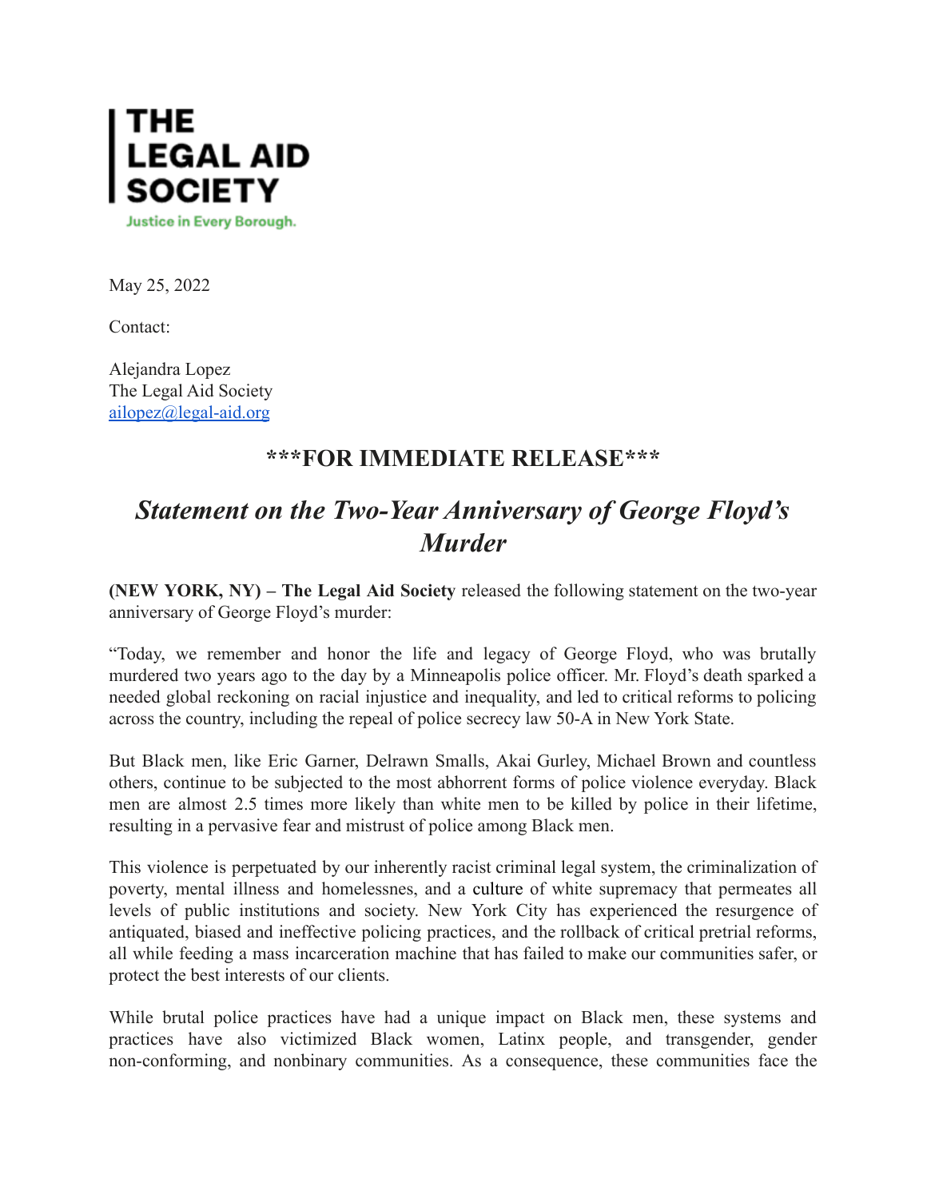**THE LEGAL AID SOCIETY**

Justice in Every Borough.

May 25, 2022

Contact:

Alejandra Lopez
The Legal Aid Society
ailopez@legal-aid.org

## ***FOR IMMEDIATE RELEASE***

# *Statement on the Two-Year Anniversary of George Floyd's Murder*

**(NEW YORK, NY) – The Legal Aid Society** released the following statement on the two-year anniversary of George Floyd's murder:

"Today, we remember and honor the life and legacy of George Floyd, who was brutally murdered two years ago to the day by a Minneapolis police officer. Mr. Floyd's death sparked a needed global reckoning on racial injustice and inequality, and led to critical reforms to policing across the country, including the repeal of police secrecy law 50-A in New York State.

But Black men, like Eric Garner, Delrawn Smalls, Akai Gurley, Michael Brown and countless others, continue to be subjected to the most abhorrent forms of police violence everyday. Black men are almost 2.5 times more likely than white men to be killed by police in their lifetime, resulting in a pervasive fear and mistrust of police among Black men.

This violence is perpetuated by our inherently racist criminal legal system, the criminalization of poverty, mental illness and homelessnes, and a culture of white supremacy that permeates all levels of public institutions and society. New York City has experienced the resurgence of antiquated, biased and ineffective policing practices, and the rollback of critical pretrial reforms, all while feeding a mass incarceration machine that has failed to make our communities safer, or protect the best interests of our clients.

While brutal police practices have had a unique impact on Black men, these systems and practices have also victimized Black women, Latinx people, and transgender, gender non-conforming, and nonbinary communities. As a consequence, these communities face the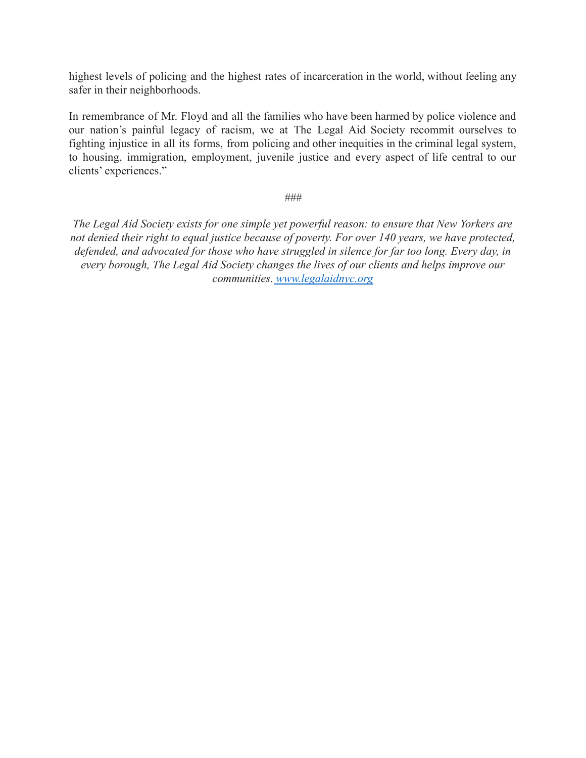highest levels of policing and the highest rates of incarceration in the world, without feeling any safer in their neighborhoods.

In remembrance of Mr. Floyd and all the families who have been harmed by police violence and our nation's painful legacy of racism, we at The Legal Aid Society recommit ourselves to fighting injustice in all its forms, from policing and other inequities in the criminal legal system, to housing, immigration, employment, juvenile justice and every aspect of life central to our clients' experiences."

###

*The Legal Aid Society exists for one simple yet powerful reason: to ensure that New Yorkers are not denied their right to equal justice because of poverty. For over 140 years, we have protected, defended, and advocated for those who have struggled in silence for far too long. Every day, in every borough, The Legal Aid Society changes the lives of our clients and helps improve our communities.* [www.legalaidnyc.org](http://www.legalaidnyc.org)